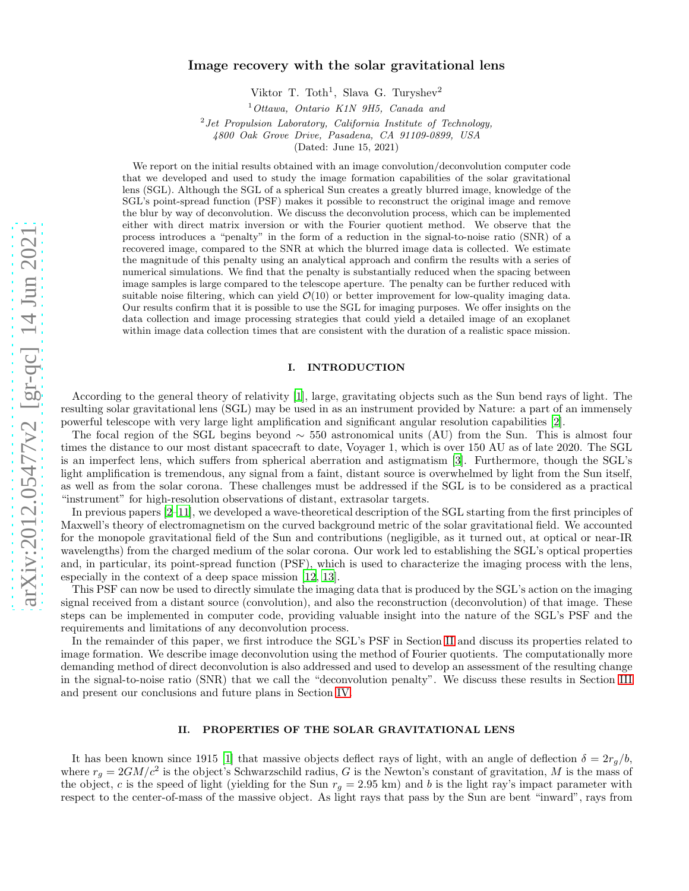# Image recovery with the solar gravitational lens

Viktor T. Toth[1], Slava G. Turyshev[2]

[1] *Ottawa, Ontario K1N 9H5, Canada and*

[2] *Jet Propulsion Laboratory, California Institute of Technology, 4800 Oak Grove Drive, Pasadena, CA 91109-0899, USA*

(Dated: June 15, 2021)

We report on the initial results obtained with an image convolution/deconvolution computer code that we developed and used to study the image formation capabilities of the solar gravitational lens (SGL). Although the SGL of a spherical Sun creates a greatly blurred image, knowledge of the SGL's point-spread function (PSF) makes it possible to reconstruct the original image and remove the blur by way of deconvolution. We discuss the deconvolution process, which can be implemented either with direct matrix inversion or with the Fourier quotient method. We observe that the process introduces a "penalty" in the form of a reduction in the signal-to-noise ratio (SNR) of a recovered image, compared to the SNR at which the blurred image data is collected. We estimate the magnitude of this penalty using an analytical approach and confirm the results with a series of numerical simulations. We find that the penalty is substantially reduced when the spacing between image samples is large compared to the telescope aperture. The penalty can be further reduced with suitable noise filtering, which can yield $\mathcal{O}(10)$ or better improvement for low-quality imaging data. Our results confirm that it is possible to use the SGL for imaging purposes. We offer insights on the data collection and image processing strategies that could yield a detailed image of an exoplanet within image data collection times that are consistent with the duration of a realistic space mission.

## I. INTRODUCTION

According to the general theory of relativity [1], large, gravitating objects such as the Sun bend rays of light. The resulting solar gravitational lens (SGL) may be used in as an instrument provided by Nature: a part of an immensely powerful telescope with very large light amplification and significant angular resolution capabilities [2].

The focal region of the SGL begins beyond $\sim 550$ astronomical units (AU) from the Sun. This is almost four times the distance to our most distant spacecraft to date, Voyager 1, which is over 150 AU as of late 2020. The SGL is an imperfect lens, which suffers from spherical aberration and astigmatism [3]. Furthermore, though the SGL's light amplification is tremendous, any signal from a faint, distant source is overwhelmed by light from the Sun itself, as well as from the solar corona. These challenges must be addressed if the SGL is to be considered as a practical "instrument" for high-resolution observations of distant, extrasolar targets.

In previous papers [2–11], we developed a wave-theoretical description of the SGL starting from the first principles of Maxwell's theory of electromagnetism on the curved background metric of the solar gravitational field. We accounted for the monopole gravitational field of the Sun and contributions (negligible, as it turned out, at optical or near-IR wavelengths) from the charged medium of the solar corona. Our work led to establishing the SGL's optical properties and, in particular, its point-spread function (PSF), which is used to characterize the imaging process with the lens, especially in the context of a deep space mission [12, 13].

This PSF can now be used to directly simulate the imaging data that is produced by the SGL's action on the imaging signal received from a distant source (convolution), and also the reconstruction (deconvolution) of that image. These steps can be implemented in computer code, providing valuable insight into the nature of the SGL's PSF and the requirements and limitations of any deconvolution process.

In the remainder of this paper, we first introduce the SGL's PSF in Section II and discuss its properties related to image formation. We describe image deconvolution using the method of Fourier quotients. The computationally more demanding method of direct deconvolution is also addressed and used to develop an assessment of the resulting change in the signal-to-noise ratio (SNR) that we call the "deconvolution penalty". We discuss these results in Section III and present our conclusions and future plans in Section IV.

## II. PROPERTIES OF THE SOLAR GRAVITATIONAL LENS

It has been known since 1915 [1] that massive objects deflect rays of light, with an angle of deflection $\delta = 2r_g/b$, where $r_g = 2GM/c^2$ is the object's Schwarzschild radius, $G$ is the Newton's constant of gravitation, $M$ is the mass of the object, $c$ is the speed of light (yielding for the Sun $r_g = 2.95$ km) and $b$ is the light ray's impact parameter with respect to the center-of-mass of the massive object. As light rays that pass by the Sun are bent "inward", rays from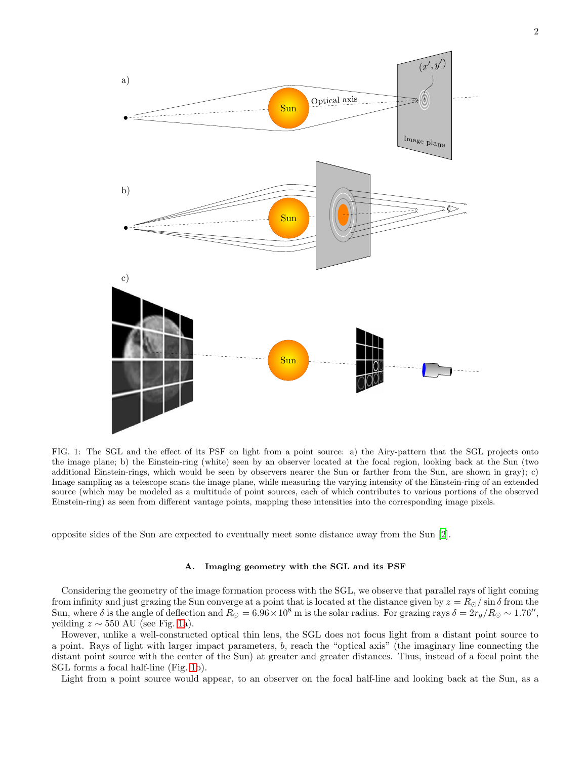FIG. 1: The SGL and the effect of its PSF on light from a point source: a) the Airy-pattern that the SGL projects onto the image plane; b) the Einstein-ring (white) seen by an observer located at the focal region, looking back at the Sun (two additional Einstein-rings, which would be seen by observers nearer the Sun or farther from the Sun, are shown in gray); c) Image sampling as a telescope scans the image plane, while measuring the varying intensity of the Einstein-ring of an extended source (which may be modeled as a multitude of point sources, each of which contributes to various portions of the observed Einstein-ring) as seen from different vantage points, mapping these intensities into the corresponding image pixels.

opposite sides of the Sun are expected to eventually meet some distance away from the Sun [2].

### A. Imaging geometry with the SGL and its PSF

Considering the geometry of the image formation process with the SGL, we observe that parallel rays of light coming from infinity and just grazing the Sun converge at a point that is located at the distance given by $z = R_\odot/\sin\delta$ from the Sun, where $\delta$ is the angle of deflection and $R_\odot = 6.96\times10^8$ m is the solar radius. For grazing rays $\delta = 2r_g/R_\odot \sim 1.76''$, yeilding $z \sim 550$ AU (see Fig. 1a).

However, unlike a well-constructed optical thin lens, the SGL does not focus light from a distant point source to a point. Rays of light with larger impact parameters, $b$, reach the "optical axis" (the imaginary line connecting the distant point source with the center of the Sun) at greater and greater distances. Thus, instead of a focal point the SGL forms a focal half-line (Fig. 1b).

Light from a point source would appear, to an observer on the focal half-line and looking back at the Sun, as a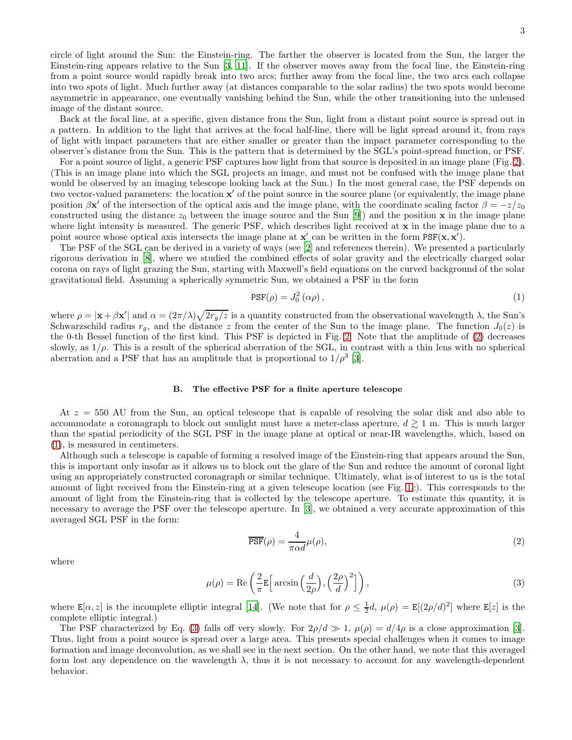circle of light around the Sun: the Einstein-ring. The farther the observer is located from the Sun, the larger the Einstein-ring appears relative to the Sun [3, 11]. If the observer moves away from the focal line, the Einstein-ring from a point source would rapidly break into two arcs; further away from the focal line, the two arcs each collapse into two spots of light. Much further away (at distances comparable to the solar radius) the two spots would become asymmetric in appearance, one eventually vanishing behind the Sun, while the other transitioning into the unlensed image of the distant source.

Back at the focal line, at a specific, given distance from the Sun, light from a distant point source is spread out in a pattern. In addition to the light that arrives at the focal half-line, there will be light spread around it, from rays of light with impact parameters that are either smaller or greater than the impact parameter corresponding to the observer's distance from the Sun. This is the pattern that is determined by the SGL's point-spread function, or PSF.

For a point source of light, a generic PSF captures how light from that source is deposited in an image plane (Fig. 2). (This is an image plane into which the SGL projects an image, and must not be confused with the image plane that would be observed by an imaging telescope looking back at the Sun.) In the most general case, the PSF depends on two vector-valued parameters: the location $\mathbf{x}'$ of the point source in the source plane (or equivalently, the image plane position $\beta\mathbf{x}'$ of the intersection of the optical axis and the image plane, with the coordinate scaling factor $\beta = -z/z_0$ constructed using the distance $z_0$ between the image source and the Sun [9]) and the position $\mathbf{x}$ in the image plane where light intensity is measured. The generic PSF, which describes light received at $\mathbf{x}$ in the image plane due to a point source whose optical axis intersects the image plane at $\mathbf{x}'$ can be written in the form $\mathtt{PSF}(\mathbf{x}, \mathbf{x}')$.

The PSF of the SGL can be derived in a variety of ways (see [2] and references therein). We presented a particularly rigorous derivation in [8], where we studied the combined effects of solar gravity and the electrically charged solar corona on rays of light grazing the Sun, starting with Maxwell's field equations on the curved background of the solar gravitational field. Assuming a spherically symmetric Sun, we obtained a PSF in the form

$$\mathtt{PSF}(\rho) = J_0^2\left(\alpha\rho\right), \tag{1}$$

where $\rho = |\mathbf{x} + \beta\mathbf{x}'|$ and $\alpha = (2\pi/\lambda)\sqrt{2r_g/z}$ is a quantity constructed from the observational wavelength $\lambda$, the Sun's Schwarzschild radius $r_g$, and the distance $z$ from the center of the Sun to the image plane. The function $J_0(z)$ is the 0-th Bessel function of the first kind. This PSF is depicted in Fig. 2. Note that the amplitude of (2) decreases slowly, as $1/\rho$. This is a result of the spherical aberration of the SGL, in contrast with a thin lens with no spherical aberration and a PSF that has an amplitude that is proportional to $1/\rho^3$ [3].

### B. The effective PSF for a finite aperture telescope

At $z = 550$ AU from the Sun, an optical telescope that is capable of resolving the solar disk and also able to accommodate a coronagraph to block out sunlight must have a meter-class aperture, $d \gtrsim 1$ m. This is much larger than the spatial periodicity of the SGL PSF in the image plane at optical or near-IR wavelengths, which, based on (1), is measured in centimeters.

Although such a telescope is capable of forming a resolved image of the Einstein-ring that appears around the Sun, this is important only insofar as it allows us to block out the glare of the Sun and reduce the amount of coronal light using an appropriately constructed coronagraph or similar technique. Ultimately, what is of interest to us is the total amount of light received from the Einstein-ring at a given telescope location (see Fig. 1c). This corresponds to the amount of light from the Einstein-ring that is collected by the telescope aperture. To estimate this quantity, it is necessary to average the PSF over the telescope aperture. In [3], we obtained a very accurate approximation of this averaged SGL PSF in the form:

$$\overline{\mathtt{PSF}}(\rho) = \frac{4}{\pi\alpha d}\mu(\rho), \tag{2}$$

where

$$\mu(\rho) = \mathrm{Re}\left(\frac{2}{\pi}\mathtt{E}\Big[\arcsin\Big(\frac{d}{2\rho}\Big), \Big(\frac{2\rho}{d}\Big)^2\Big]\right), \tag{3}$$

where $\mathtt{E}[\alpha, z]$ is the incomplete elliptic integral [14]. (We note that for $\rho \leq \frac{1}{2}d$, $\mu(\rho) = \mathtt{E}[(2\rho/d)^2]$ where $\mathtt{E}[z]$ is the complete elliptic integral.)

The PSF characterized by Eq. (3) falls off very slowly. For $2\rho/d \gg 1$, $\mu(\rho) = d/4\rho$ is a close approximation [3]. Thus, light from a point source is spread over a large area. This presents special challenges when it comes to image formation and image deconvolution, as we shall see in the next section. On the other hand, we note that this averaged form lost any dependence on the wavelength $\lambda$, thus it is not necessary to account for any wavelength-dependent behavior.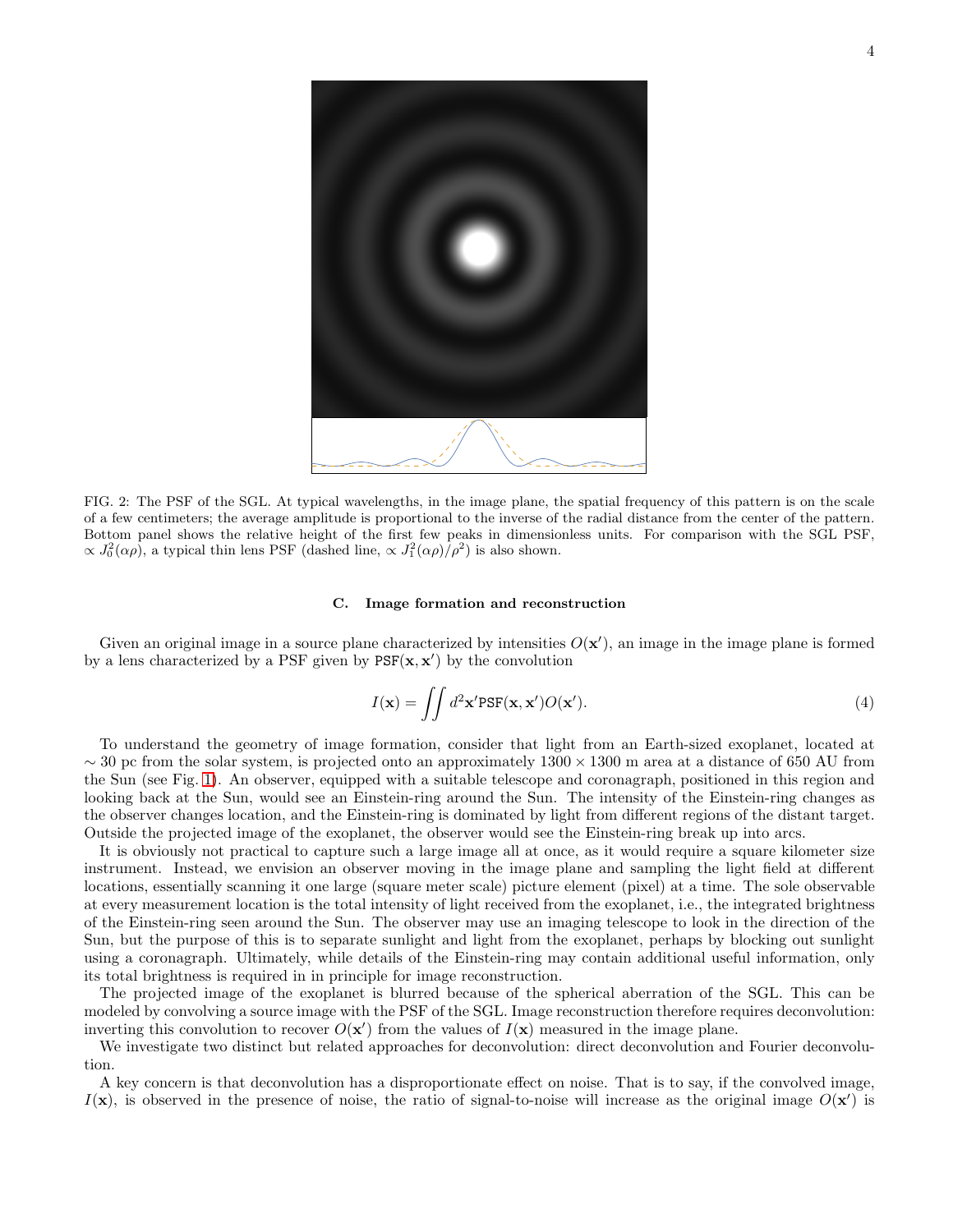FIG. 2: The PSF of the SGL. At typical wavelengths, in the image plane, the spatial frequency of this pattern is on the scale of a few centimeters; the average amplitude is proportional to the inverse of the radial distance from the center of the pattern. Bottom panel shows the relative height of the first few peaks in dimensionless units. For comparison with the SGL PSF, $\propto J_0^2(\alpha\rho)$, a typical thin lens PSF (dashed line, $\propto J_1^2(\alpha\rho)/\rho^2$) is also shown.

### C. Image formation and reconstruction

Given an original image in a source plane characterized by intensities $O(\mathbf{x}')$, an image in the image plane is formed by a lens characterized by a PSF given by $\mathtt{PSF}(\mathbf{x}, \mathbf{x}')$ by the convolution

$$I(\mathbf{x}) = \iint d^2\mathbf{x}' \mathtt{PSF}(\mathbf{x}, \mathbf{x}') O(\mathbf{x}'). \tag{4}$$

To understand the geometry of image formation, consider that light from an Earth-sized exoplanet, located at $\sim 30$ pc from the solar system, is projected onto an approximately $1300 \times 1300$ m area at a distance of 650 AU from the Sun (see Fig. 1). An observer, equipped with a suitable telescope and coronagraph, positioned in this region and looking back at the Sun, would see an Einstein-ring around the Sun. The intensity of the Einstein-ring changes as the observer changes location, and the Einstein-ring is dominated by light from different regions of the distant target. Outside the projected image of the exoplanet, the observer would see the Einstein-ring break up into arcs.

It is obviously not practical to capture such a large image all at once, as it would require a square kilometer size instrument. Instead, we envision an observer moving in the image plane and sampling the light field at different locations, essentially scanning it one large (square meter scale) picture element (pixel) at a time. The sole observable at every measurement location is the total intensity of light received from the exoplanet, i.e., the integrated brightness of the Einstein-ring seen around the Sun. The observer may use an imaging telescope to look in the direction of the Sun, but the purpose of this is to separate sunlight and light from the exoplanet, perhaps by blocking out sunlight using a coronagraph. Ultimately, while details of the Einstein-ring may contain additional useful information, only its total brightness is required in in principle for image reconstruction.

The projected image of the exoplanet is blurred because of the spherical aberration of the SGL. This can be modeled by convolving a source image with the PSF of the SGL. Image reconstruction therefore requires deconvolution: inverting this convolution to recover $O(\mathbf{x}')$ from the values of $I(\mathbf{x})$ measured in the image plane.

We investigate two distinct but related approaches for deconvolution: direct deconvolution and Fourier deconvolution.

A key concern is that deconvolution has a disproportionate effect on noise. That is to say, if the convolved image, $I(\mathbf{x})$, is observed in the presence of noise, the ratio of signal-to-noise will increase as the original image $O(\mathbf{x}')$ is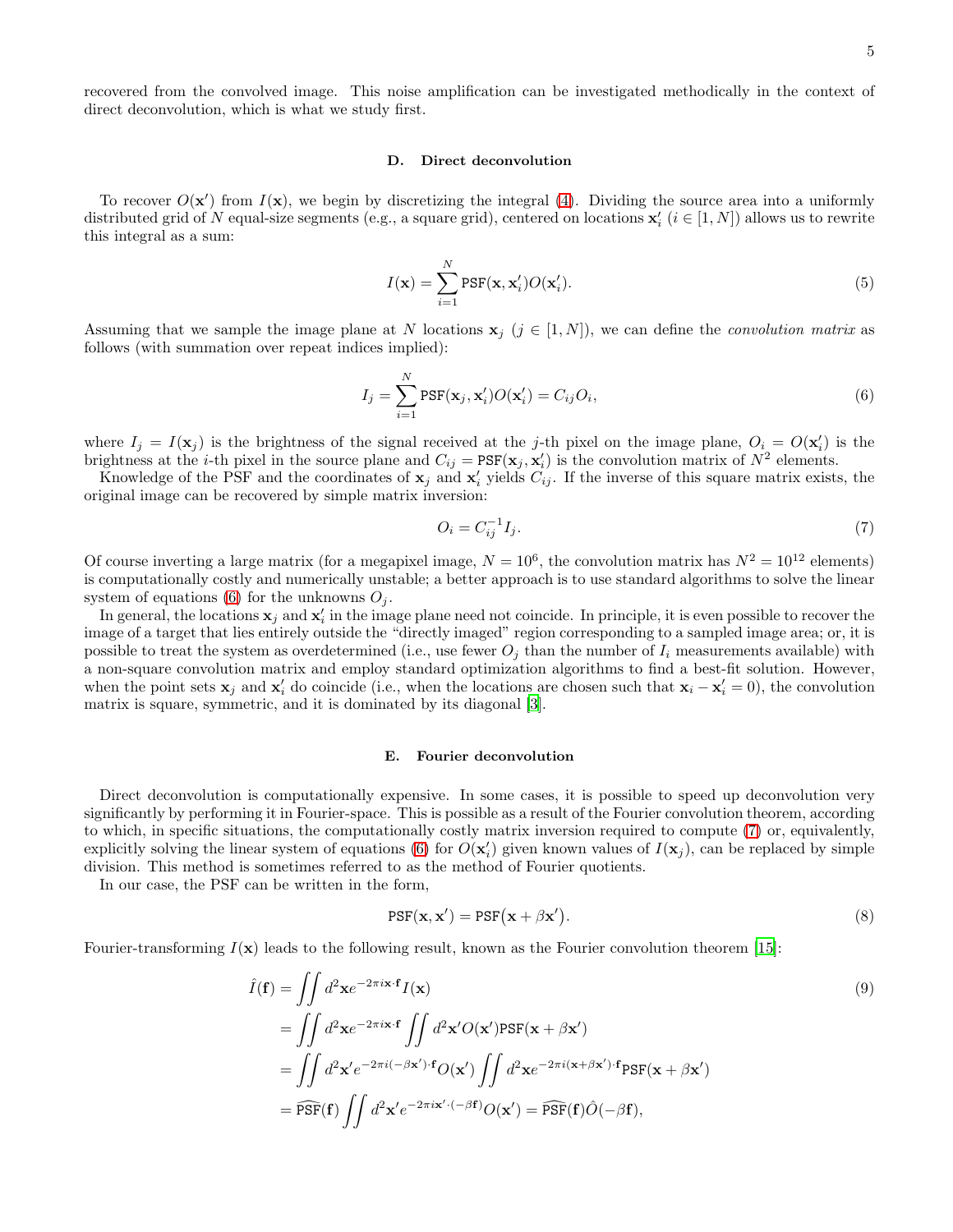recovered from the convolved image. This noise amplification can be investigated methodically in the context of direct deconvolution, which is what we study first.

### D. Direct deconvolution

To recover $O(\mathbf{x}')$ from $I(\mathbf{x})$, we begin by discretizing the integral (4). Dividing the source area into a uniformly distributed grid of $N$ equal-size segments (e.g., a square grid), centered on locations $\mathbf{x}'_i$ ($i \in [1, N]$) allows us to rewrite this integral as a sum:

$$I(\mathbf{x}) = \sum_{i=1}^{N} \texttt{PSF}(\mathbf{x}, \mathbf{x}'_i) O(\mathbf{x}'_i). \tag{5}$$

Assuming that we sample the image plane at $N$ locations $\mathbf{x}_j$ ($j \in [1, N]$), we can define the *convolution matrix* as follows (with summation over repeat indices implied):

$$I_j = \sum_{i=1}^{N} \texttt{PSF}(\mathbf{x}_j, \mathbf{x}'_i) O(\mathbf{x}'_i) = C_{ij} O_i, \tag{6}$$

where $I_j = I(\mathbf{x}_j)$ is the brightness of the signal received at the $j$-th pixel on the image plane, $O_i = O(\mathbf{x}'_i)$ is the brightness at the $i$-th pixel in the source plane and $C_{ij} = \texttt{PSF}(\mathbf{x}_j, \mathbf{x}'_i)$ is the convolution matrix of $N^2$ elements.

Knowledge of the PSF and the coordinates of $\mathbf{x}_j$ and $\mathbf{x}'_i$ yields $C_{ij}$. If the inverse of this square matrix exists, the original image can be recovered by simple matrix inversion:

$$O_i = C^{-1}_{ij} I_j. \tag{7}$$

Of course inverting a large matrix (for a megapixel image, $N = 10^6$, the convolution matrix has $N^2 = 10^{12}$ elements) is computationally costly and numerically unstable; a better approach is to use standard algorithms to solve the linear system of equations (6) for the unknowns $O_j$.

In general, the locations $\mathbf{x}_j$ and $\mathbf{x}'_i$ in the image plane need not coincide. In principle, it is even possible to recover the image of a target that lies entirely outside the "directly imaged" region corresponding to a sampled image area; or, it is possible to treat the system as overdetermined (i.e., use fewer $O_j$ than the number of $I_i$ measurements available) with a non-square convolution matrix and employ standard optimization algorithms to find a best-fit solution. However, when the point sets $\mathbf{x}_j$ and $\mathbf{x}'_i$ do coincide (i.e., when the locations are chosen such that $\mathbf{x}_i - \mathbf{x}'_i = 0$), the convolution matrix is square, symmetric, and it is dominated by its diagonal [3].

### E. Fourier deconvolution

Direct deconvolution is computationally expensive. In some cases, it is possible to speed up deconvolution very significantly by performing it in Fourier-space. This is possible as a result of the Fourier convolution theorem, according to which, in specific situations, the computationally costly matrix inversion required to compute (7) or, equivalently, explicitly solving the linear system of equations (6) for $O(\mathbf{x}'_i)$ given known values of $I(\mathbf{x}_j)$, can be replaced by simple division. This method is sometimes referred to as the method of Fourier quotients.

In our case, the PSF can be written in the form,

$$\texttt{PSF}(\mathbf{x}, \mathbf{x}') = \texttt{PSF}\big(\mathbf{x} + \beta\mathbf{x}'\big). \tag{8}$$

Fourier-transforming $I(\mathbf{x})$ leads to the following result, known as the Fourier convolution theorem [15]:

$$\begin{aligned}
\hat{I}(\mathbf{f}) &= \iint d^2\mathbf{x} e^{-2\pi i \mathbf{x}\cdot\mathbf{f}} I(\mathbf{x}) \\
&= \iint d^2\mathbf{x} e^{-2\pi i \mathbf{x}\cdot\mathbf{f}} \iint d^2\mathbf{x}' O(\mathbf{x}') \texttt{PSF}(\mathbf{x} + \beta\mathbf{x}') \\
&= \iint d^2\mathbf{x}' e^{-2\pi i (-\beta\mathbf{x}')\cdot\mathbf{f}} O(\mathbf{x}') \iint d^2\mathbf{x} e^{-2\pi i (\mathbf{x}+\beta\mathbf{x}')\cdot\mathbf{f}} \texttt{PSF}(\mathbf{x} + \beta\mathbf{x}') \\
&= \widehat{\texttt{PSF}}(\mathbf{f}) \iint d^2\mathbf{x}' e^{-2\pi i \mathbf{x}'\cdot(-\beta\mathbf{f})} O(\mathbf{x}') = \widehat{\texttt{PSF}}(\mathbf{f}) \hat{O}(-\beta\mathbf{f}),
\end{aligned} \tag{9}$$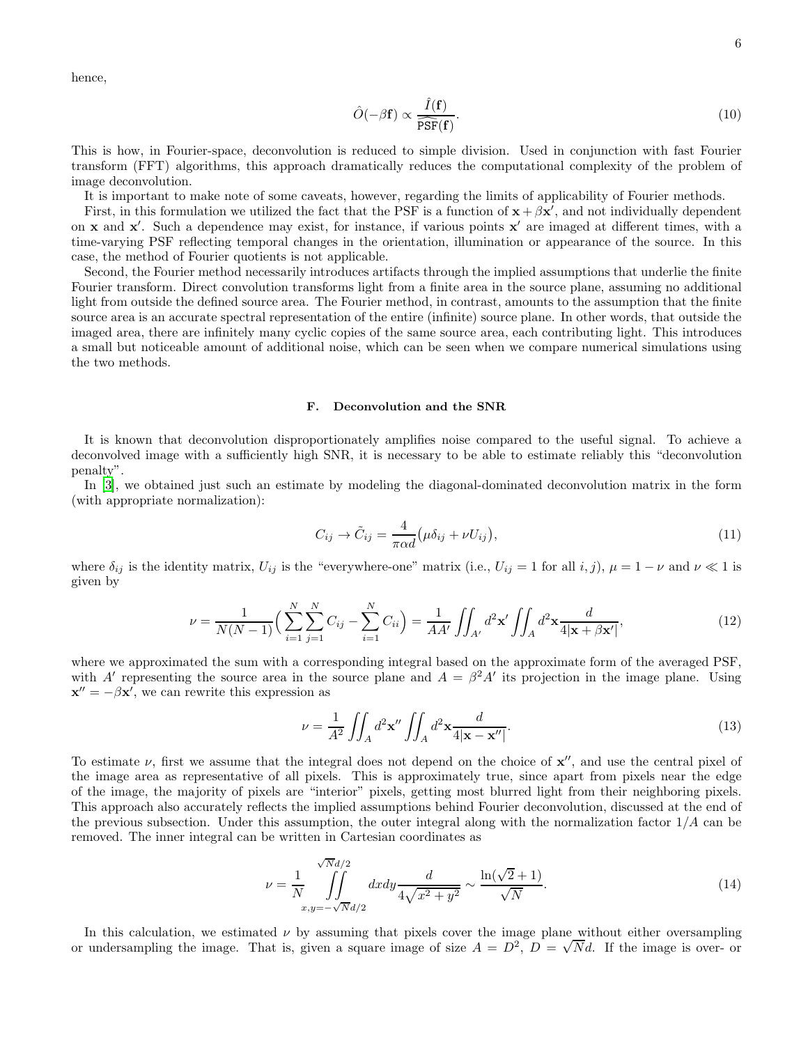hence,

$$\hat{O}(-\beta\mathbf{f}) \propto \frac{\hat{I}(\mathbf{f})}{\widehat{\text{PSF}}(\mathbf{f})}. \tag{10}$$

This is how, in Fourier-space, deconvolution is reduced to simple division. Used in conjunction with fast Fourier transform (FFT) algorithms, this approach dramatically reduces the computational complexity of the problem of image deconvolution.

It is important to make note of some caveats, however, regarding the limits of applicability of Fourier methods.

First, in this formulation we utilized the fact that the PSF is a function of $\mathbf{x} + \beta\mathbf{x}'$, and not individually dependent on $\mathbf{x}$ and $\mathbf{x}'$. Such a dependence may exist, for instance, if various points $\mathbf{x}'$ are imaged at different times, with a time-varying PSF reflecting temporal changes in the orientation, illumination or appearance of the source. In this case, the method of Fourier quotients is not applicable.

Second, the Fourier method necessarily introduces artifacts through the implied assumptions that underlie the finite Fourier transform. Direct convolution transforms light from a finite area in the source plane, assuming no additional light from outside the defined source area. The Fourier method, in contrast, amounts to the assumption that the finite source area is an accurate spectral representation of the entire (infinite) source plane. In other words, that outside the imaged area, there are infinitely many cyclic copies of the same source area, each contributing light. This introduces a small but noticeable amount of additional noise, which can be seen when we compare numerical simulations using the two methods.

### F. Deconvolution and the SNR

It is known that deconvolution disproportionately amplifies noise compared to the useful signal. To achieve a deconvolved image with a sufficiently high SNR, it is necessary to be able to estimate reliably this "deconvolution penalty".

In [3], we obtained just such an estimate by modeling the diagonal-dominated deconvolution matrix in the form (with appropriate normalization):

$$C_{ij} \to \tilde{C}_{ij} = \frac{4}{\pi\alpha d}\big(\mu\delta_{ij} + \nu U_{ij}\big), \tag{11}$$

where $\delta_{ij}$ is the identity matrix, $U_{ij}$ is the "everywhere-one" matrix (i.e., $U_{ij} = 1$ for all $i, j$), $\mu = 1 - \nu$ and $\nu \ll 1$ is given by

$$\nu = \frac{1}{N(N-1)}\Big(\sum_{i=1}^{N}\sum_{j=1}^{N} C_{ij} - \sum_{i=1}^{N} C_{ii}\Big) = \frac{1}{AA'}\iint_{A'} d^2\mathbf{x}' \iint_{A} d^2\mathbf{x}\frac{d}{4|\mathbf{x} + \beta\mathbf{x}'|}, \tag{12}$$

where we approximated the sum with a corresponding integral based on the approximate form of the averaged PSF, with $A'$ representing the source area in the source plane and $A = \beta^2 A'$ its projection in the image plane. Using $\mathbf{x}'' = -\beta\mathbf{x}'$, we can rewrite this expression as

$$\nu = \frac{1}{A^2}\iint_{A} d^2\mathbf{x}'' \iint_{A} d^2\mathbf{x}\frac{d}{4|\mathbf{x} - \mathbf{x}''|}. \tag{13}$$

To estimate $\nu$, first we assume that the integral does not depend on the choice of $\mathbf{x}''$, and use the central pixel of the image area as representative of all pixels. This is approximately true, since apart from pixels near the edge of the image, the majority of pixels are "interior" pixels, getting most blurred light from their neighboring pixels. This approach also accurately reflects the implied assumptions behind Fourier deconvolution, discussed at the end of the previous subsection. Under this assumption, the outer integral along with the normalization factor $1/A$ can be removed. The inner integral can be written in Cartesian coordinates as

$$\nu = \frac{1}{N}\iint\limits_{x,y=-\sqrt{N}d/2}^{\sqrt{N}d/2} dxdy\frac{d}{4\sqrt{x^2 + y^2}} \sim \frac{\ln(\sqrt{2}+1)}{\sqrt{N}}. \tag{14}$$

In this calculation, we estimated $\nu$ by assuming that pixels cover the image plane without either oversampling or undersampling the image. That is, given a square image of size $A = D^2$, $D = \sqrt{N}d$. If the image is over- or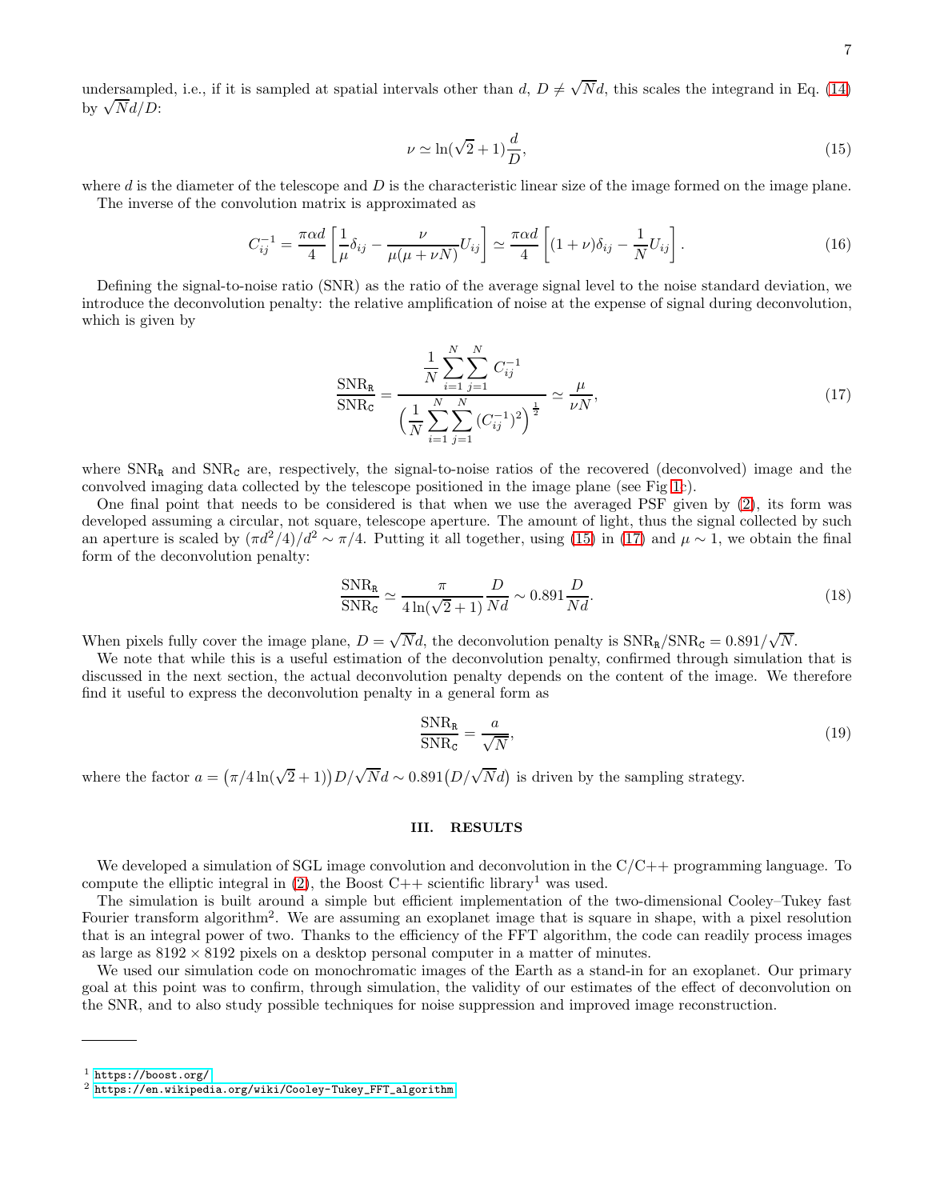undersampled, i.e., if it is sampled at spatial intervals other than $d$, $D \neq \sqrt{N}d$, this scales the integrand in Eq. (14) by $\sqrt{N}d/D$:

$$\nu \simeq \ln(\sqrt{2}+1)\frac{d}{D}, \tag{15}$$

where $d$ is the diameter of the telescope and $D$ is the characteristic linear size of the image formed on the image plane.

The inverse of the convolution matrix is approximated as

$$C^{-1}_{ij} = \frac{\pi\alpha d}{4}\left[\frac{1}{\mu}\delta_{ij} - \frac{\nu}{\mu(\mu+\nu N)}U_{ij}\right] \simeq \frac{\pi\alpha d}{4}\left[(1+\nu)\delta_{ij} - \frac{1}{N}U_{ij}\right]. \tag{16}$$

Defining the signal-to-noise ratio (SNR) as the ratio of the average signal level to the noise standard deviation, we introduce the deconvolution penalty: the relative amplification of noise at the expense of signal during deconvolution, which is given by

$$\frac{\mathrm{SNR}_{\mathtt{R}}}{\mathrm{SNR}_{\mathtt{C}}} = \frac{\dfrac{1}{N}\displaystyle\sum_{i=1}^{N}\sum_{j=1}^{N}C^{-1}_{ij}}{\Big(\dfrac{1}{N}\displaystyle\sum_{i=1}^{N}\sum_{j=1}^{N}(C^{-1}_{ij})^2\Big)^{\frac{1}{2}}} \simeq \frac{\mu}{\nu N}, \tag{17}$$

where $\mathrm{SNR}_{\mathtt{R}}$ and $\mathrm{SNR}_{\mathtt{C}}$ are, respectively, the signal-to-noise ratios of the recovered (deconvolved) image and the convolved imaging data collected by the telescope positioned in the image plane (see Fig 1c).

One final point that needs to be considered is that when we use the averaged PSF given by (2), its form was developed assuming a circular, not square, telescope aperture. The amount of light, thus the signal collected by such an aperture is scaled by $(\pi d^2/4)/d^2 \sim \pi/4$. Putting it all together, using (15) in (17) and $\mu \sim 1$, we obtain the final form of the deconvolution penalty:

$$\frac{\mathrm{SNR}_{\mathtt{R}}}{\mathrm{SNR}_{\mathtt{C}}} \simeq \frac{\pi}{4\ln(\sqrt{2}+1)}\frac{D}{Nd} \sim 0.891\frac{D}{Nd}. \tag{18}$$

When pixels fully cover the image plane, $D = \sqrt{N}d$, the deconvolution penalty is $\mathrm{SNR}_{\mathtt{R}}/\mathrm{SNR}_{\mathtt{C}} = 0.891/\sqrt{N}$.

We note that while this is a useful estimation of the deconvolution penalty, confirmed through simulation that is discussed in the next section, the actual deconvolution penalty depends on the content of the image. We therefore find it useful to express the deconvolution penalty in a general form as

$$\frac{\mathrm{SNR}_{\mathtt{R}}}{\mathrm{SNR}_{\mathtt{C}}} = \frac{a}{\sqrt{N}}, \tag{19}$$

where the factor $a = \big(\pi/4\ln(\sqrt{2}+1)\big)D/\sqrt{N}d \sim 0.891\big(D/\sqrt{N}d\big)$ is driven by the sampling strategy.

## III. RESULTS

We developed a simulation of SGL image convolution and deconvolution in the C/C++ programming language. To compute the elliptic integral in (2), the Boost C++ scientific library[1] was used.

The simulation is built around a simple but efficient implementation of the two-dimensional Cooley–Tukey fast Fourier transform algorithm[2]. We are assuming an exoplanet image that is square in shape, with a pixel resolution that is an integral power of two. Thanks to the efficiency of the FFT algorithm, the code can readily process images as large as $8192 \times 8192$ pixels on a desktop personal computer in a matter of minutes.

We used our simulation code on monochromatic images of the Earth as a stand-in for an exoplanet. Our primary goal at this point was to confirm, through simulation, the validity of our estimates of the effect of deconvolution on the SNR, and to also study possible techniques for noise suppression and improved image reconstruction.

---

[1] https://boost.org/

[2] https://en.wikipedia.org/wiki/Cooley-Tukey_FFT_algorithm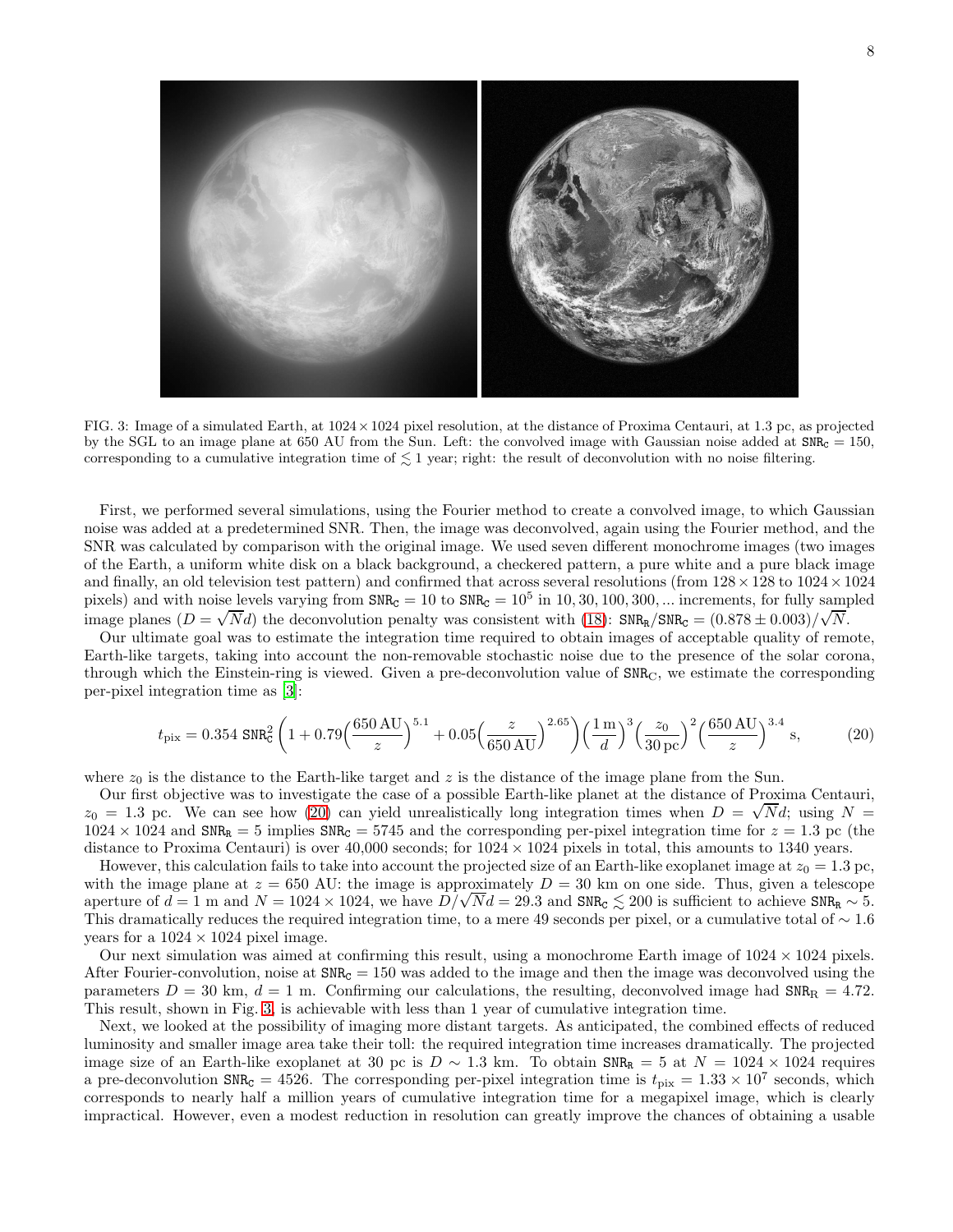FIG. 3: Image of a simulated Earth, at $1024 \times 1024$ pixel resolution, at the distance of Proxima Centauri, at 1.3 pc, as projected by the SGL to an image plane at 650 AU from the Sun. Left: the convolved image with Gaussian noise added at $\mathtt{SNR_C} = 150$, corresponding to a cumulative integration time of $\lesssim 1$ year; right: the result of deconvolution with no noise filtering.

First, we performed several simulations, using the Fourier method to create a convolved image, to which Gaussian noise was added at a predetermined SNR. Then, the image was deconvolved, again using the Fourier method, and the SNR was calculated by comparison with the original image. We used seven different monochrome images (two images of the Earth, a uniform white disk on a black background, a checkered pattern, a pure white and a pure black image and finally, an old television test pattern) and confirmed that across several resolutions (from $128 \times 128$ to $1024 \times 1024$ pixels) and with noise levels varying from $\mathtt{SNR_C} = 10$ to $\mathtt{SNR_C} = 10^5$ in $10, 30, 100, 300, ...$ increments, for fully sampled image planes ($D = \sqrt{N} d$) the deconvolution penalty was consistent with (18): $\mathtt{SNR_R}/\mathtt{SNR_C} = (0.878 \pm 0.003)/\sqrt{N}$.

Our ultimate goal was to estimate the integration time required to obtain images of acceptable quality of remote, Earth-like targets, taking into account the non-removable stochastic noise due to the presence of the solar corona, through which the Einstein-ring is viewed. Given a pre-deconvolution value of $\mathtt{SNR_C}$, we estimate the corresponding per-pixel integration time as [3]:

$$t_{\rm pix} = 0.354\ \mathtt{SNR_C^2} \left(1 + 0.79\Big(\frac{650\,{\rm AU}}{z}\Big)^{5.1} + 0.05\Big(\frac{z}{650\,{\rm AU}}\Big)^{2.65}\right)\Big(\frac{1\,{\rm m}}{d}\Big)^3 \Big(\frac{z_0}{30\,{\rm pc}}\Big)^2 \Big(\frac{650\,{\rm AU}}{z}\Big)^{3.4}\ {\rm s}, \tag{20}$$

where $z_0$ is the distance to the Earth-like target and $z$ is the distance of the image plane from the Sun.

Our first objective was to investigate the case of a possible Earth-like planet at the distance of Proxima Centauri, $z_0 = 1.3$ pc. We can see how (20) can yield unrealistically long integration times when $D = \sqrt{N} d$; using $N = 1024 \times 1024$ and $\mathtt{SNR_R} = 5$ implies $\mathtt{SNR_C} = 5745$ and the corresponding per-pixel integration time for $z = 1.3$ pc (the distance to Proxima Centauri) is over 40,000 seconds; for $1024 \times 1024$ pixels in total, this amounts to 1340 years.

However, this calculation fails to take into account the projected size of an Earth-like exoplanet image at $z_0 = 1.3$ pc, with the image plane at $z = 650$ AU: the image is approximately $D = 30$ km on one side. Thus, given a telescope aperture of $d = 1$ m and $N = 1024 \times 1024$, we have $D/\sqrt{N} d = 29.3$ and $\mathtt{SNR_C} \lesssim 200$ is sufficient to achieve $\mathtt{SNR_R} \sim 5$. This dramatically reduces the required integration time, to a mere 49 seconds per pixel, or a cumulative total of $\sim 1.6$ years for a $1024 \times 1024$ pixel image.

Our next simulation was aimed at confirming this result, using a monochrome Earth image of $1024 \times 1024$ pixels. After Fourier-convolution, noise at $\mathtt{SNR_C} = 150$ was added to the image and then the image was deconvolved using the parameters $D = 30$ km, $d = 1$ m. Confirming our calculations, the resulting, deconvolved image had $\mathtt{SNR_R} = 4.72$. This result, shown in Fig. 3, is achievable with less than 1 year of cumulative integration time.

Next, we looked at the possibility of imaging more distant targets. As anticipated, the combined effects of reduced luminosity and smaller image area take their toll: the required integration time increases dramatically. The projected image size of an Earth-like exoplanet at 30 pc is $D \sim 1.3$ km. To obtain $\mathtt{SNR_R} = 5$ at $N = 1024 \times 1024$ requires a pre-deconvolution $\mathtt{SNR_C} = 4526$. The corresponding per-pixel integration time is $t_{\rm pix} = 1.33 \times 10^7$ seconds, which corresponds to nearly half a million years of cumulative integration time for a megapixel image, which is clearly impractical. However, even a modest reduction in resolution can greatly improve the chances of obtaining a usable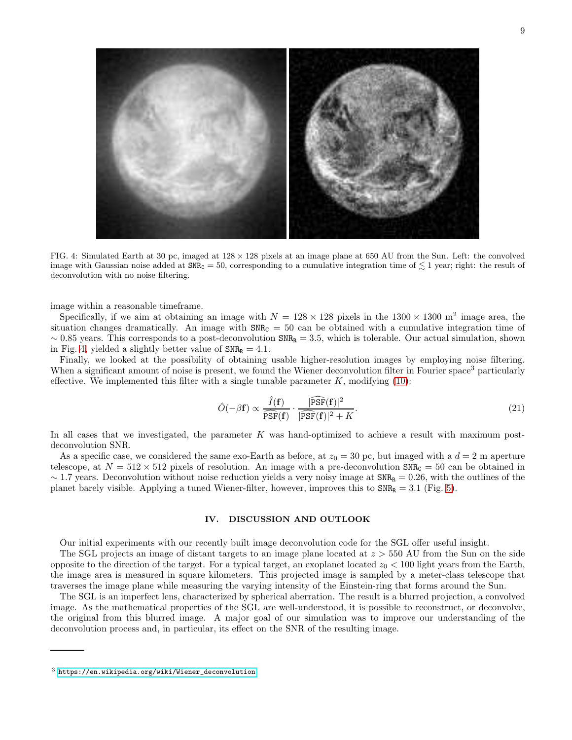FIG. 4: Simulated Earth at 30 pc, imaged at $128 \times 128$ pixels at an image plane at 650 AU from the Sun. Left: the convolved image with Gaussian noise added at $\mathtt{SNR_C} = 50$, corresponding to a cumulative integration time of $\lesssim 1$ year; right: the result of deconvolution with no noise filtering.

image within a reasonable timeframe.

Specifically, if we aim at obtaining an image with $N = 128 \times 128$ pixels in the $1300 \times 1300$ m$^2$ image area, the situation changes dramatically. An image with $\mathtt{SNR_C} = 50$ can be obtained with a cumulative integration time of $\sim 0.85$ years. This corresponds to a post-deconvolution $\mathtt{SNR_R} = 3.5$, which is tolerable. Our actual simulation, shown in Fig. 4, yielded a slightly better value of $\mathtt{SNR_R} = 4.1$.

Finally, we looked at the possibility of obtaining usable higher-resolution images by employing noise filtering. When a significant amount of noise is present, we found the Wiener deconvolution filter in Fourier space[3] particularly effective. We implemented this filter with a single tunable parameter $K$, modifying (10):

$$\hat{O}(-\beta \mathbf{f}) \propto \frac{\hat{I}(\mathbf{f})}{\widehat{\mathtt{PSF}}(\mathbf{f})} \cdot \frac{|\widehat{\mathtt{PSF}}(\mathbf{f})|^2}{|\widehat{\mathtt{PSF}}(\mathbf{f})|^2 + K}. \tag{21}$$

In all cases that we investigated, the parameter $K$ was hand-optimized to achieve a result with maximum post-deconvolution SNR.

As a specific case, we considered the same exo-Earth as before, at $z_0 = 30$ pc, but imaged with a $d = 2$ m aperture telescope, at $N = 512 \times 512$ pixels of resolution. An image with a pre-deconvolution $\mathtt{SNR_C} = 50$ can be obtained in $\sim 1.7$ years. Deconvolution without noise reduction yields a very noisy image at $\mathtt{SNR_R} = 0.26$, with the outlines of the planet barely visible. Applying a tuned Wiener-filter, however, improves this to $\mathtt{SNR_R} = 3.1$ (Fig. 5).

## IV. DISCUSSION AND OUTLOOK

Our initial experiments with our recently built image deconvolution code for the SGL offer useful insight.

The SGL projects an image of distant targets to an image plane located at $z > 550$ AU from the Sun on the side opposite to the direction of the target. For a typical target, an exoplanet located $z_0 < 100$ light years from the Earth, the image area is measured in square kilometers. This projected image is sampled by a meter-class telescope that traverses the image plane while measuring the varying intensity of the Einstein-ring that forms around the Sun.

The SGL is an imperfect lens, characterized by spherical aberration. The result is a blurred projection, a convolved image. As the mathematical properties of the SGL are well-understood, it is possible to reconstruct, or deconvolve, the original from this blurred image. A major goal of our simulation was to improve our understanding of the deconvolution process and, in particular, its effect on the SNR of the resulting image.

---

[3] https://en.wikipedia.org/wiki/Wiener_deconvolution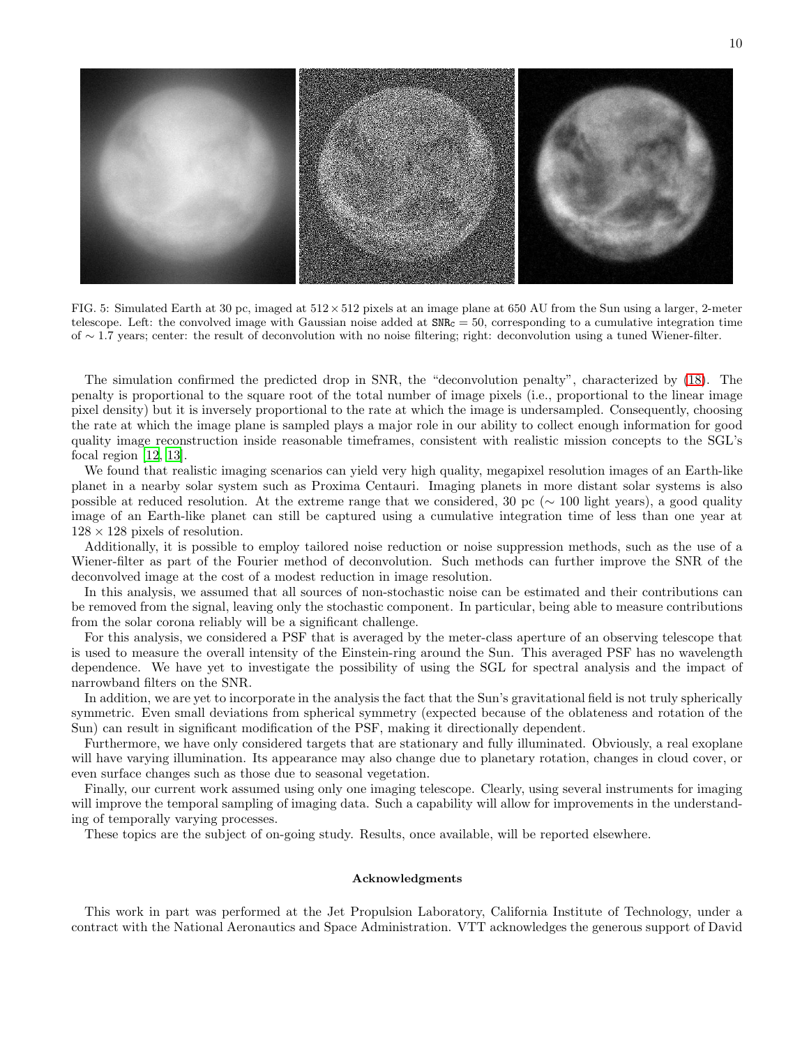FIG. 5: Simulated Earth at 30 pc, imaged at $512 \times 512$ pixels at an image plane at 650 AU from the Sun using a larger, 2-meter telescope. Left: the convolved image with Gaussian noise added at $\mathtt{SNR_C} = 50$, corresponding to a cumulative integration time of $\sim 1.7$ years; center: the result of deconvolution with no noise filtering; right: deconvolution using a tuned Wiener-filter.

The simulation confirmed the predicted drop in SNR, the "deconvolution penalty", characterized by (18). The penalty is proportional to the square root of the total number of image pixels (i.e., proportional to the linear image pixel density) but it is inversely proportional to the rate at which the image is undersampled. Consequently, choosing the rate at which the image plane is sampled plays a major role in our ability to collect enough information for good quality image reconstruction inside reasonable timeframes, consistent with realistic mission concepts to the SGL's focal region [12, 13].

We found that realistic imaging scenarios can yield very high quality, megapixel resolution images of an Earth-like planet in a nearby solar system such as Proxima Centauri. Imaging planets in more distant solar systems is also possible at reduced resolution. At the extreme range that we considered, 30 pc ($\sim 100$ light years), a good quality image of an Earth-like planet can still be captured using a cumulative integration time of less than one year at $128 \times 128$ pixels of resolution.

Additionally, it is possible to employ tailored noise reduction or noise suppression methods, such as the use of a Wiener-filter as part of the Fourier method of deconvolution. Such methods can further improve the SNR of the deconvolved image at the cost of a modest reduction in image resolution.

In this analysis, we assumed that all sources of non-stochastic noise can be estimated and their contributions can be removed from the signal, leaving only the stochastic component. In particular, being able to measure contributions from the solar corona reliably will be a significant challenge.

For this analysis, we considered a PSF that is averaged by the meter-class aperture of an observing telescope that is used to measure the overall intensity of the Einstein-ring around the Sun. This averaged PSF has no wavelength dependence. We have yet to investigate the possibility of using the SGL for spectral analysis and the impact of narrowband filters on the SNR.

In addition, we are yet to incorporate in the analysis the fact that the Sun's gravitational field is not truly spherically symmetric. Even small deviations from spherical symmetry (expected because of the oblateness and rotation of the Sun) can result in significant modification of the PSF, making it directionally dependent.

Furthermore, we have only considered targets that are stationary and fully illuminated. Obviously, a real exoplane will have varying illumination. Its appearance may also change due to planetary rotation, changes in cloud cover, or even surface changes such as those due to seasonal vegetation.

Finally, our current work assumed using only one imaging telescope. Clearly, using several instruments for imaging will improve the temporal sampling of imaging data. Such a capability will allow for improvements in the understanding of temporally varying processes.

These topics are the subject of on-going study. Results, once available, will be reported elsewhere.

### Acknowledgments

This work in part was performed at the Jet Propulsion Laboratory, California Institute of Technology, under a contract with the National Aeronautics and Space Administration. VTT acknowledges the generous support of David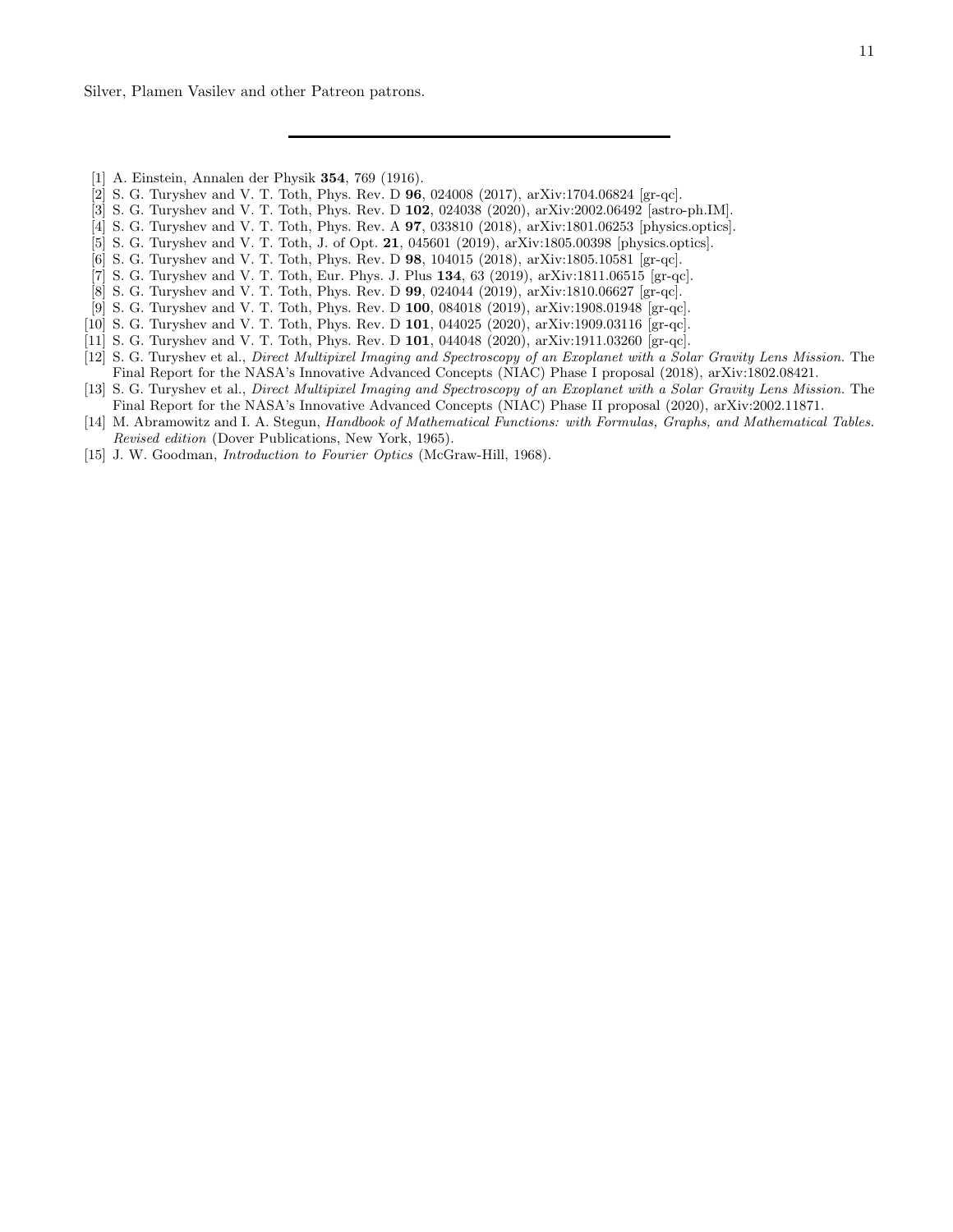Silver, Plamen Vasilev and other Patreon patrons.

---

[1] A. Einstein, Annalen der Physik **354**, 769 (1916).

[2] S. G. Turyshev and V. T. Toth, Phys. Rev. D **96**, 024008 (2017), arXiv:1704.06824 [gr-qc].

[3] S. G. Turyshev and V. T. Toth, Phys. Rev. D **102**, 024038 (2020), arXiv:2002.06492 [astro-ph.IM].

[4] S. G. Turyshev and V. T. Toth, Phys. Rev. A **97**, 033810 (2018), arXiv:1801.06253 [physics.optics].

[5] S. G. Turyshev and V. T. Toth, J. of Opt. **21**, 045601 (2019), arXiv:1805.00398 [physics.optics].

[6] S. G. Turyshev and V. T. Toth, Phys. Rev. D **98**, 104015 (2018), arXiv:1805.10581 [gr-qc].

[7] S. G. Turyshev and V. T. Toth, Eur. Phys. J. Plus **134**, 63 (2019), arXiv:1811.06515 [gr-qc].

[8] S. G. Turyshev and V. T. Toth, Phys. Rev. D **99**, 024044 (2019), arXiv:1810.06627 [gr-qc].

[9] S. G. Turyshev and V. T. Toth, Phys. Rev. D **100**, 084018 (2019), arXiv:1908.01948 [gr-qc].

[10] S. G. Turyshev and V. T. Toth, Phys. Rev. D **101**, 044025 (2020), arXiv:1909.03116 [gr-qc].

[11] S. G. Turyshev and V. T. Toth, Phys. Rev. D **101**, 044048 (2020), arXiv:1911.03260 [gr-qc].

[12] S. G. Turyshev et al., *Direct Multipixel Imaging and Spectroscopy of an Exoplanet with a Solar Gravity Lens Mission.* The Final Report for the NASA's Innovative Advanced Concepts (NIAC) Phase I proposal (2018), arXiv:1802.08421.

[13] S. G. Turyshev et al., *Direct Multipixel Imaging and Spectroscopy of an Exoplanet with a Solar Gravity Lens Mission.* The Final Report for the NASA's Innovative Advanced Concepts (NIAC) Phase II proposal (2020), arXiv:2002.11871.

[14] M. Abramowitz and I. A. Stegun, *Handbook of Mathematical Functions: with Formulas, Graphs, and Mathematical Tables. Revised edition* (Dover Publications, New York, 1965).

[15] J. W. Goodman, *Introduction to Fourier Optics* (McGraw-Hill, 1968).